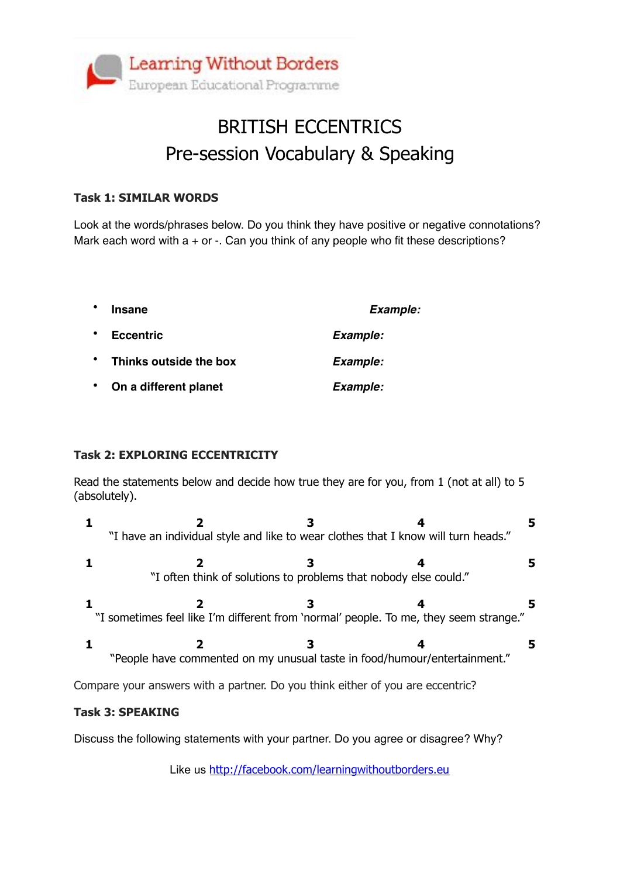Learning Without Borders
European Educational Programme

# BRITISH ECCENTRICS
## Pre-session Vocabulary & Speaking

### Task 1: SIMILAR WORDS

Look at the words/phrases below. Do you think they have positive or negative connotations? Mark each word with a + or -. Can you think of any people who fit these descriptions?

- **Insane** — ***Example:***
- **Eccentric** — ***Example:***
- **Thinks outside the box** — ***Example:***
- **On a different planet** — ***Example:***

### Task 2: EXPLORING ECCENTRICITY

Read the statements below and decide how true they are for you, from 1 (not at all) to 5 (absolutely).

**1** **2** **3** **4** **5**
"I have an individual style and like to wear clothes that I know will turn heads."

**1** **2** **3** **4** **5**
"I often think of solutions to problems that nobody else could."

**1** **2** **3** **4** **5**
"I sometimes feel like I'm different from 'normal' people. To me, they seem strange."

**1** **2** **3** **4** **5**
"People have commented on my unusual taste in food/humour/entertainment."

Compare your answers with a partner. Do you think either of you are eccentric?

### Task 3: SPEAKING

Discuss the following statements with your partner. Do you agree or disagree? Why?

Like us http://facebook.com/learningwithoutborders.eu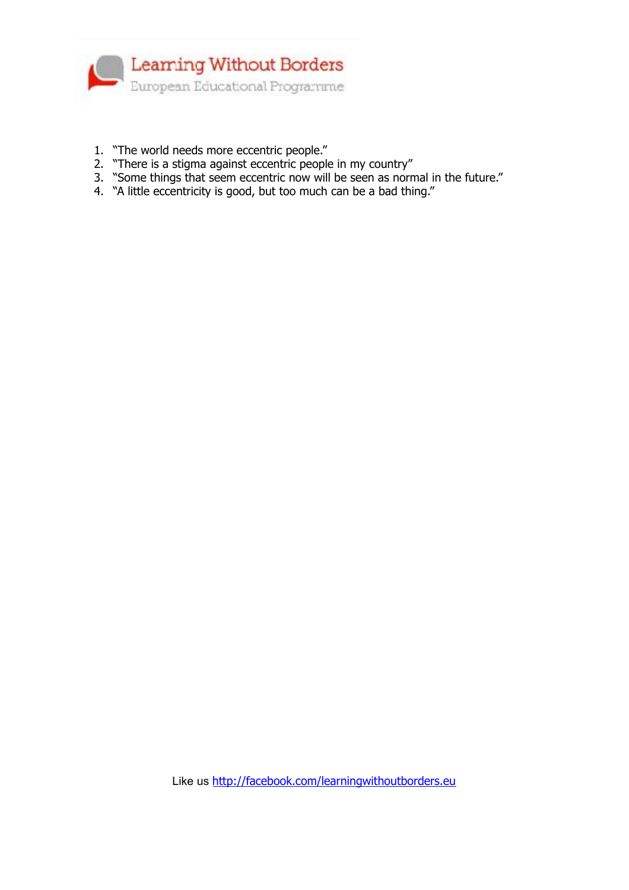1. "The world needs more eccentric people."
2. "There is a stigma against eccentric people in my country"
3. "Some things that seem eccentric now will be seen as normal in the future."
4. "A little eccentricity is good, but too much can be a bad thing."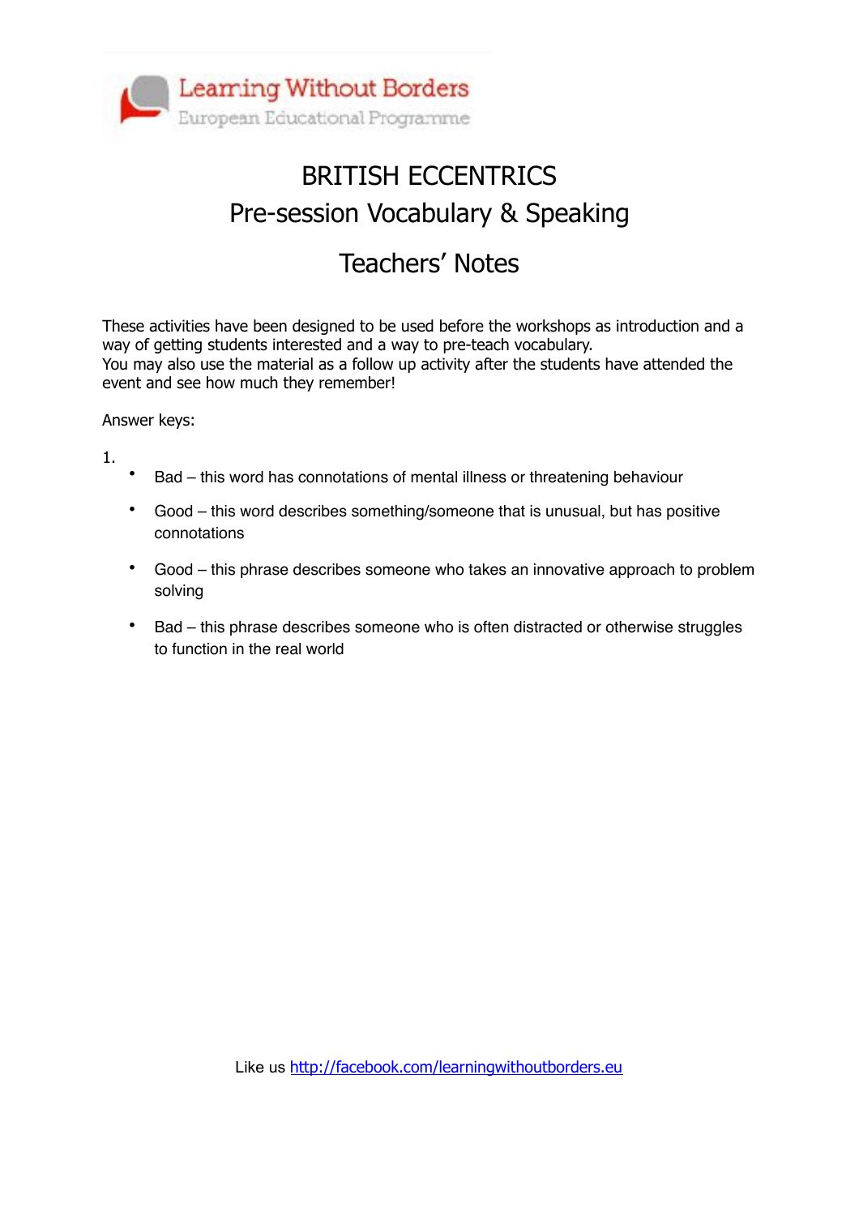Learning Without Borders
European Educational Programme

# BRITISH ECCENTRICS

## Pre-session Vocabulary & Speaking

## Teachers' Notes

These activities have been designed to be used before the workshops as introduction and a way of getting students interested and a way to pre-teach vocabulary.
You may also use the material as a follow up activity after the students have attended the event and see how much they remember!

Answer keys:

1.

- Bad – this word has connotations of mental illness or threatening behaviour
- Good – this word describes something/someone that is unusual, but has positive connotations
- Good – this phrase describes someone who takes an innovative approach to problem solving
- Bad – this phrase describes someone who is often distracted or otherwise struggles to function in the real world

Like us http://facebook.com/learningwithoutborders.eu